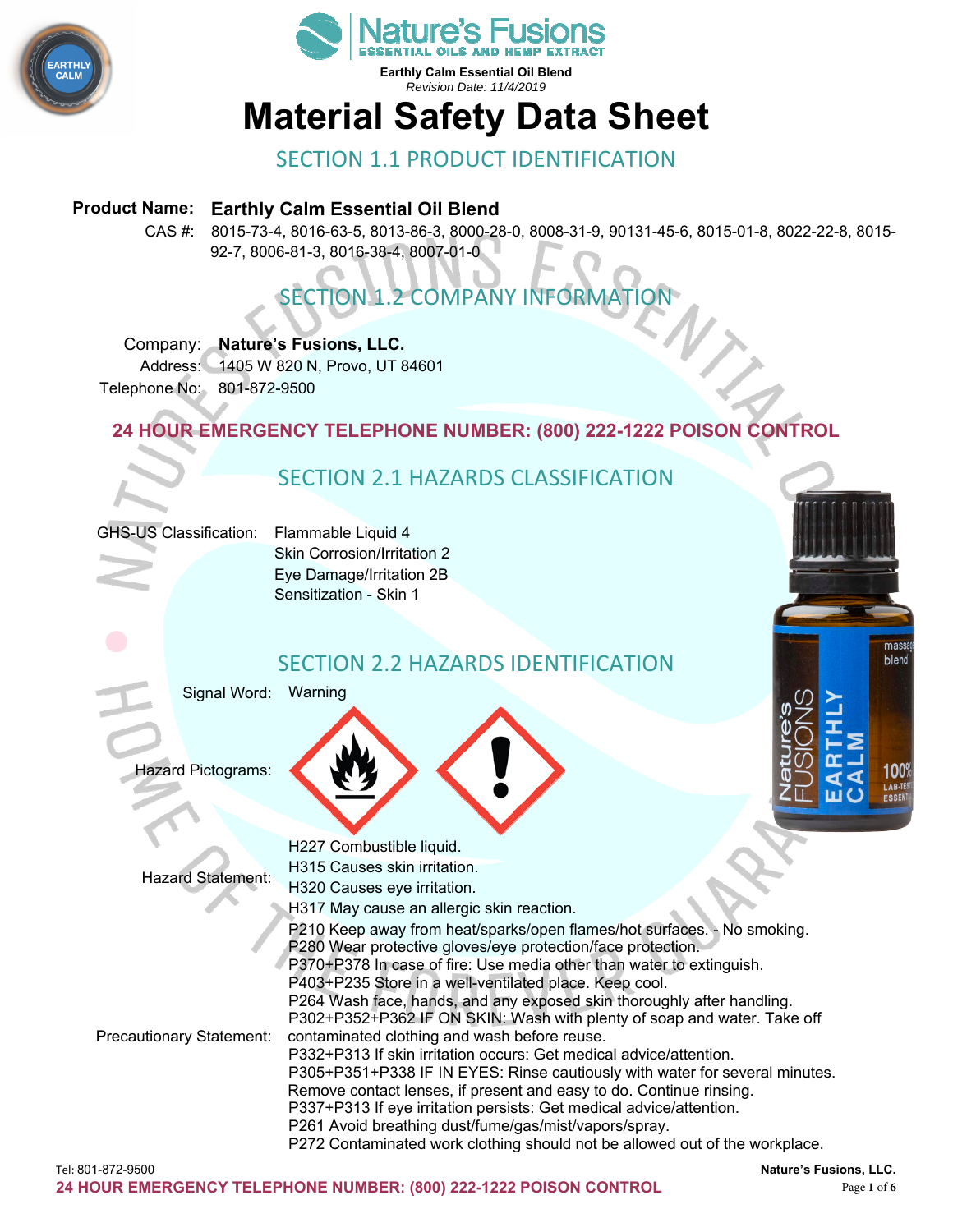Earthly Calm Essential Oil Blend
*Revision Date: 11/4/2019*

# Material Safety Data Sheet

## SECTION 1.1 PRODUCT IDENTIFICATION

**Product Name:** **Earthly Calm Essential Oil Blend**

CAS #: 8015-73-4, 8016-63-5, 8013-86-3, 8000-28-0, 8008-31-9, 90131-45-6, 8015-01-8, 8022-22-8, 8015-92-7, 8006-81-3, 8016-38-4, 8007-01-0

## SECTION 1.2 COMPANY INFORMATION

Company: **Nature's Fusions, LLC.**
Address: 1405 W 820 N, Provo, UT 84601
Telephone No: 801-872-9500

**24 HOUR EMERGENCY TELEPHONE NUMBER: (800) 222-1222 POISON CONTROL**

## SECTION 2.1 HAZARDS CLASSIFICATION

GHS-US Classification:
- Flammable Liquid 4
- Skin Corrosion/Irritation 2
- Eye Damage/Irritation 2B
- Sensitization - Skin 1

## SECTION 2.2 HAZARDS IDENTIFICATION

Signal Word: Warning

Hazard Pictograms:

Hazard Statement:
- H227 Combustible liquid.
- H315 Causes skin irritation.
- H320 Causes eye irritation.
- H317 May cause an allergic skin reaction.

Precautionary Statement:
- P210 Keep away from heat/sparks/open flames/hot surfaces. - No smoking.
- P280 Wear protective gloves/eye protection/face protection.
- P370+P378 In case of fire: Use media other than water to extinguish.
- P403+P235 Store in a well-ventilated place. Keep cool.
- P264 Wash face, hands, and any exposed skin thoroughly after handling.
- P302+P352+P362 IF ON SKIN: Wash with plenty of soap and water. Take off contaminated clothing and wash before reuse.
- P332+P313 If skin irritation occurs: Get medical advice/attention.
- P305+P351+P338 IF IN EYES: Rinse cautiously with water for several minutes. Remove contact lenses, if present and easy to do. Continue rinsing.
- P337+P313 If eye irritation persists: Get medical advice/attention.
- P261 Avoid breathing dust/fume/gas/mist/vapors/spray.
- P272 Contaminated work clothing should not be allowed out of the workplace.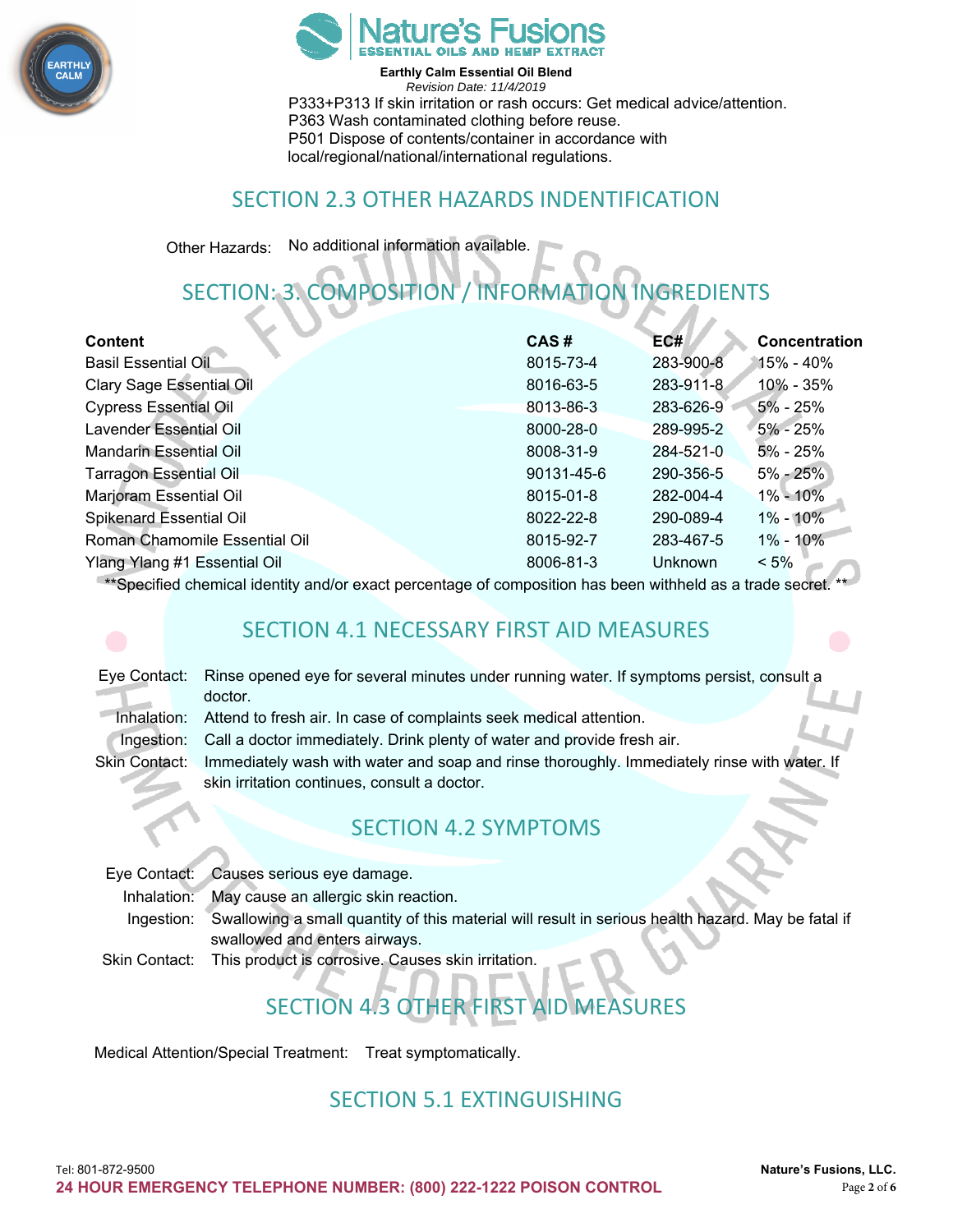P333+P313 If skin irritation or rash occurs: Get medical advice/attention.
P363 Wash contaminated clothing before reuse.
P501 Dispose of contents/container in accordance with local/regional/national/international regulations.

## SECTION 2.3 OTHER HAZARDS INDENTIFICATION

Other Hazards: No additional information available.

## SECTION: 3. COMPOSITION / INFORMATION INGREDIENTS

| Content | CAS # | EC# | Concentration |
|---|---|---|---|
| Basil Essential Oil | 8015-73-4 | 283-900-8 | 15% - 40% |
| Clary Sage Essential Oil | 8016-63-5 | 283-911-8 | 10% - 35% |
| Cypress Essential Oil | 8013-86-3 | 283-626-9 | 5% - 25% |
| Lavender Essential Oil | 8000-28-0 | 289-995-2 | 5% - 25% |
| Mandarin Essential Oil | 8008-31-9 | 284-521-0 | 5% - 25% |
| Tarragon Essential Oil | 90131-45-6 | 290-356-5 | 5% - 25% |
| Marjoram Essential Oil | 8015-01-8 | 282-004-4 | 1% - 10% |
| Spikenard Essential Oil | 8022-22-8 | 290-089-4 | 1% - 10% |
| Roman Chamomile Essential Oil | 8015-92-7 | 283-467-5 | 1% - 10% |
| Ylang Ylang #1 Essential Oil | 8006-81-3 | Unknown | < 5% |

**Specified chemical identity and/or exact percentage of composition has been withheld as a trade secret. **

## SECTION 4.1 NECESSARY FIRST AID MEASURES

Eye Contact: Rinse opened eye for several minutes under running water. If symptoms persist, consult a doctor.
Inhalation: Attend to fresh air. In case of complaints seek medical attention.
Ingestion: Call a doctor immediately. Drink plenty of water and provide fresh air.
Skin Contact: Immediately wash with water and soap and rinse thoroughly. Immediately rinse with water. If skin irritation continues, consult a doctor.

## SECTION 4.2 SYMPTOMS

Eye Contact: Causes serious eye damage.
Inhalation: May cause an allergic skin reaction.
Ingestion: Swallowing a small quantity of this material will result in serious health hazard. May be fatal if swallowed and enters airways.
Skin Contact: This product is corrosive. Causes skin irritation.

## SECTION 4.3 OTHER FIRST AID MEASURES

Medical Attention/Special Treatment: Treat symptomatically.

## SECTION 5.1 EXTINGUISHING

Tel: 801-872-9500
**24 HOUR EMERGENCY TELEPHONE NUMBER: (800) 222-1222 POISON CONTROL**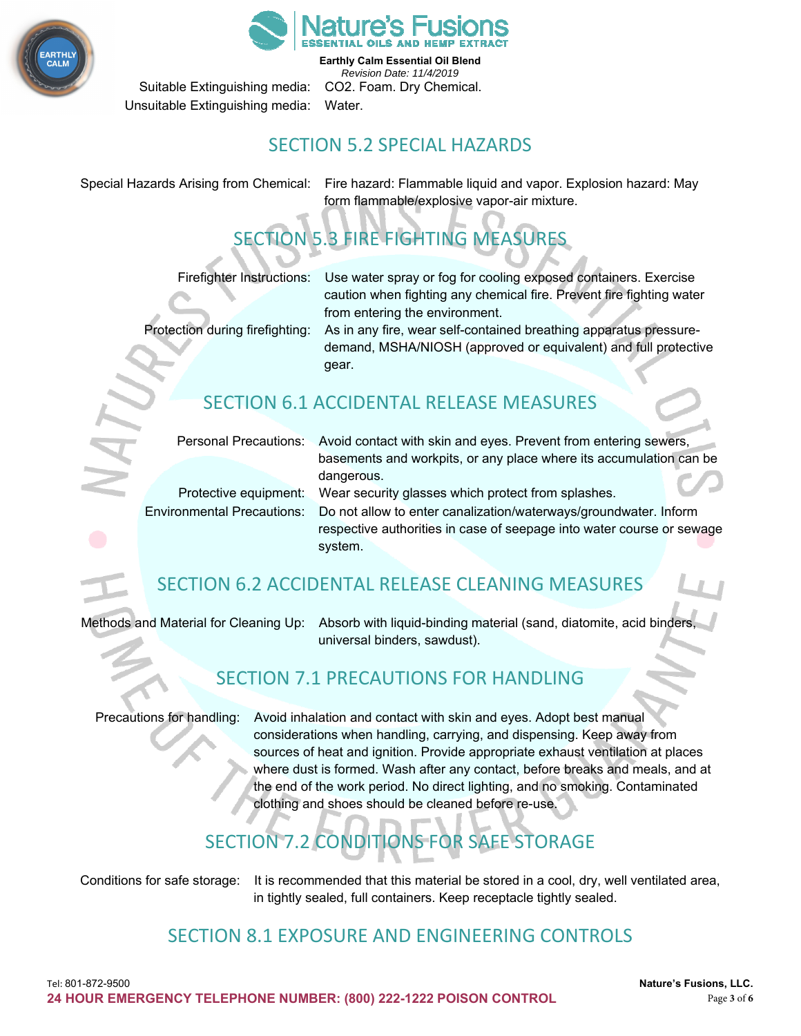Suitable Extinguishing media: $CO_2$. Foam. Dry Chemical.

Unsuitable Extinguishing media: Water.

## SECTION 5.2 SPECIAL HAZARDS

| | |
|---|---|
| Special Hazards Arising from Chemical: | Fire hazard: Flammable liquid and vapor. Explosion hazard: May form flammable/explosive vapor-air mixture. |

## SECTION 5.3 FIRE FIGHTING MEASURES

| | |
|---|---|
| Firefighter Instructions: | Use water spray or fog for cooling exposed containers. Exercise caution when fighting any chemical fire. Prevent fire fighting water from entering the environment. |
| Protection during firefighting: | As in any fire, wear self-contained breathing apparatus pressure-demand, MSHA/NIOSH (approved or equivalent) and full protective gear. |

## SECTION 6.1 ACCIDENTAL RELEASE MEASURES

| | |
|---|---|
| Personal Precautions: | Avoid contact with skin and eyes. Prevent from entering sewers, basements and workpits, or any place where its accumulation can be dangerous. |
| Protective equipment: | Wear security glasses which protect from splashes. |
| Environmental Precautions: | Do not allow to enter canalization/waterways/groundwater. Inform respective authorities in case of seepage into water course or sewage system. |

## SECTION 6.2 ACCIDENTAL RELEASE CLEANING MEASURES

| | |
|---|---|
| Methods and Material for Cleaning Up: | Absorb with liquid-binding material (sand, diatomite, acid binders, universal binders, sawdust). |

## SECTION 7.1 PRECAUTIONS FOR HANDLING

| | |
|---|---|
| Precautions for handling: | Avoid inhalation and contact with skin and eyes. Adopt best manual considerations when handling, carrying, and dispensing. Keep away from sources of heat and ignition. Provide appropriate exhaust ventilation at places where dust is formed. Wash after any contact, before breaks and meals, and at the end of the work period. No direct lighting, and no smoking. Contaminated clothing and shoes should be cleaned before re-use. |

## SECTION 7.2 CONDITIONS FOR SAFE STORAGE

| | |
|---|---|
| Conditions for safe storage: | It is recommended that this material be stored in a cool, dry, well ventilated area, in tightly sealed, full containers. Keep receptacle tightly sealed. |

## SECTION 8.1 EXPOSURE AND ENGINEERING CONTROLS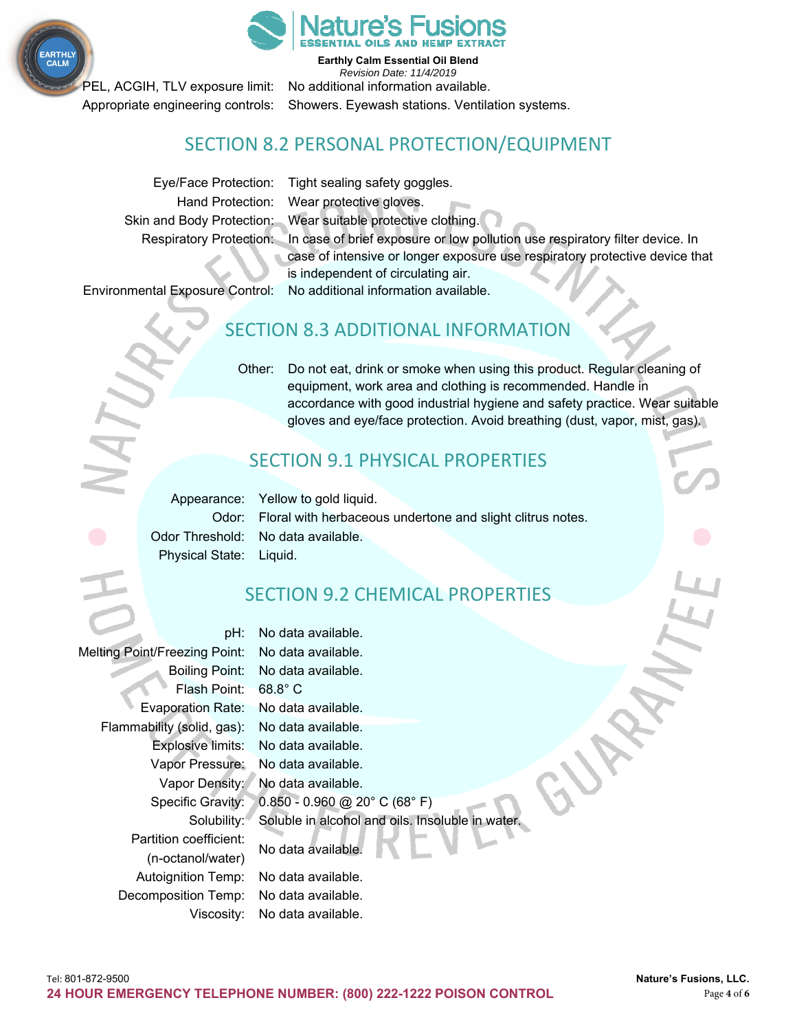| | |
|---|---|
| PEL, ACGIH, TLV exposure limit: | No additional information available. |
| Appropriate engineering controls: | Showers. Eyewash stations. Ventilation systems. |

## SECTION 8.2 PERSONAL PROTECTION/EQUIPMENT

| | |
|---|---|
| Eye/Face Protection: | Tight sealing safety goggles. |
| Hand Protection: | Wear protective gloves. |
| Skin and Body Protection: | Wear suitable protective clothing. |
| Respiratory Protection: | In case of brief exposure or low pollution use respiratory filter device. In case of intensive or longer exposure use respiratory protective device that is independent of circulating air. |
| Environmental Exposure Control: | No additional information available. |

## SECTION 8.3 ADDITIONAL INFORMATION

| | |
|---|---|
| Other: | Do not eat, drink or smoke when using this product. Regular cleaning of equipment, work area and clothing is recommended. Handle in accordance with good industrial hygiene and safety practice. Wear suitable gloves and eye/face protection. Avoid breathing (dust, vapor, mist, gas). |

## SECTION 9.1 PHYSICAL PROPERTIES

| | |
|---|---|
| Appearance: | Yellow to gold liquid. |
| Odor: | Floral with herbaceous undertone and slight clitrus notes. |
| Odor Threshold: | No data available. |
| Physical State: | Liquid. |

## SECTION 9.2 CHEMICAL PROPERTIES

| | |
|---|---|
| pH: | No data available. |
| Melting Point/Freezing Point: | No data available. |
| Boiling Point: | No data available. |
| Flash Point: | 68.8° C |
| Evaporation Rate: | No data available. |
| Flammability (solid, gas): | No data available. |
| Explosive limits: | No data available. |
| Vapor Pressure: | No data available. |
| Vapor Density: | No data available. |
| Specific Gravity: | 0.850 - 0.960 @ 20° C (68° F) |
| Solubility: | Soluble in alcohol and oils. Insoluble in water. |
| Partition coefficient: (n-octanol/water) | No data available. |
| Autoignition Temp: | No data available. |
| Decomposition Temp: | No data available. |
| Viscosity: | No data available. |

Tel: 801-872-9500

**24 HOUR EMERGENCY TELEPHONE NUMBER: (800) 222-1222 POISON CONTROL**

**Nature's Fusions, LLC.**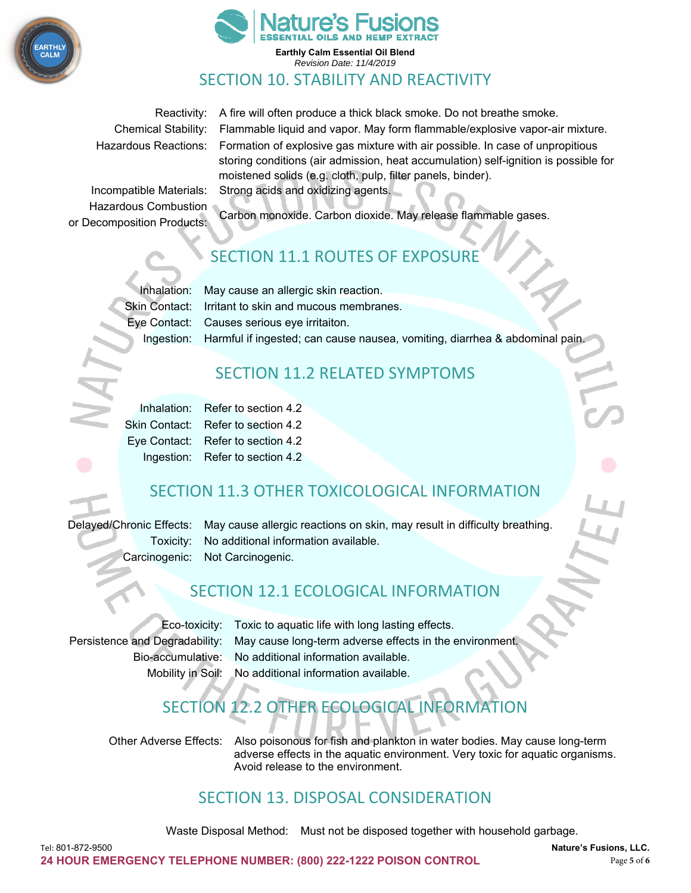## SECTION 10. STABILITY AND REACTIVITY

| | |
|---|---|
| Reactivity: | A fire will often produce a thick black smoke. Do not breathe smoke. |
| Chemical Stability: | Flammable liquid and vapor. May form flammable/explosive vapor-air mixture. |
| Hazardous Reactions: | Formation of explosive gas mixture with air possible. In case of unpropitious storing conditions (air admission, heat accumulation) self-ignition is possible for moistened solids (e.g. cloth, pulp, filter panels, binder). |
| Incompatible Materials: | Strong acids and oxidizing agents. |
| Hazardous Combustion or Decomposition Products: | Carbon monoxide. Carbon dioxide. May release flammable gases. |

## SECTION 11.1 ROUTES OF EXPOSURE

| | |
|---|---|
| Inhalation: | May cause an allergic skin reaction. |
| Skin Contact: | Irritant to skin and mucous membranes. |
| Eye Contact: | Causes serious eye irritaiton. |
| Ingestion: | Harmful if ingested; can cause nausea, vomiting, diarrhea & abdominal pain. |

## SECTION 11.2 RELATED SYMPTOMS

| | |
|---|---|
| Inhalation: | Refer to section 4.2 |
| Skin Contact: | Refer to section 4.2 |
| Eye Contact: | Refer to section 4.2 |
| Ingestion: | Refer to section 4.2 |

## SECTION 11.3 OTHER TOXICOLOGICAL INFORMATION

| | |
|---|---|
| Delayed/Chronic Effects: | May cause allergic reactions on skin, may result in difficulty breathing. |
| Toxicity: | No additional information available. |
| Carcinogenic: | Not Carcinogenic. |

## SECTION 12.1 ECOLOGICAL INFORMATION

| | |
|---|---|
| Eco-toxicity: | Toxic to aquatic life with long lasting effects. |
| Persistence and Degradability: | May cause long-term adverse effects in the environment. |
| Bio-accumulative: | No additional information available. |
| Mobility in Soil: | No additional information available. |

## SECTION 12.2 OTHER ECOLOGICAL INFORMATION

| | |
|---|---|
| Other Adverse Effects: | Also poisonous for fish and plankton in water bodies. May cause long-term adverse effects in the aquatic environment. Very toxic for aquatic organisms. Avoid release to the environment. |

## SECTION 13. DISPOSAL CONSIDERATION

| | |
|---|---|
| Waste Disposal Method: | Must not be disposed together with household garbage. |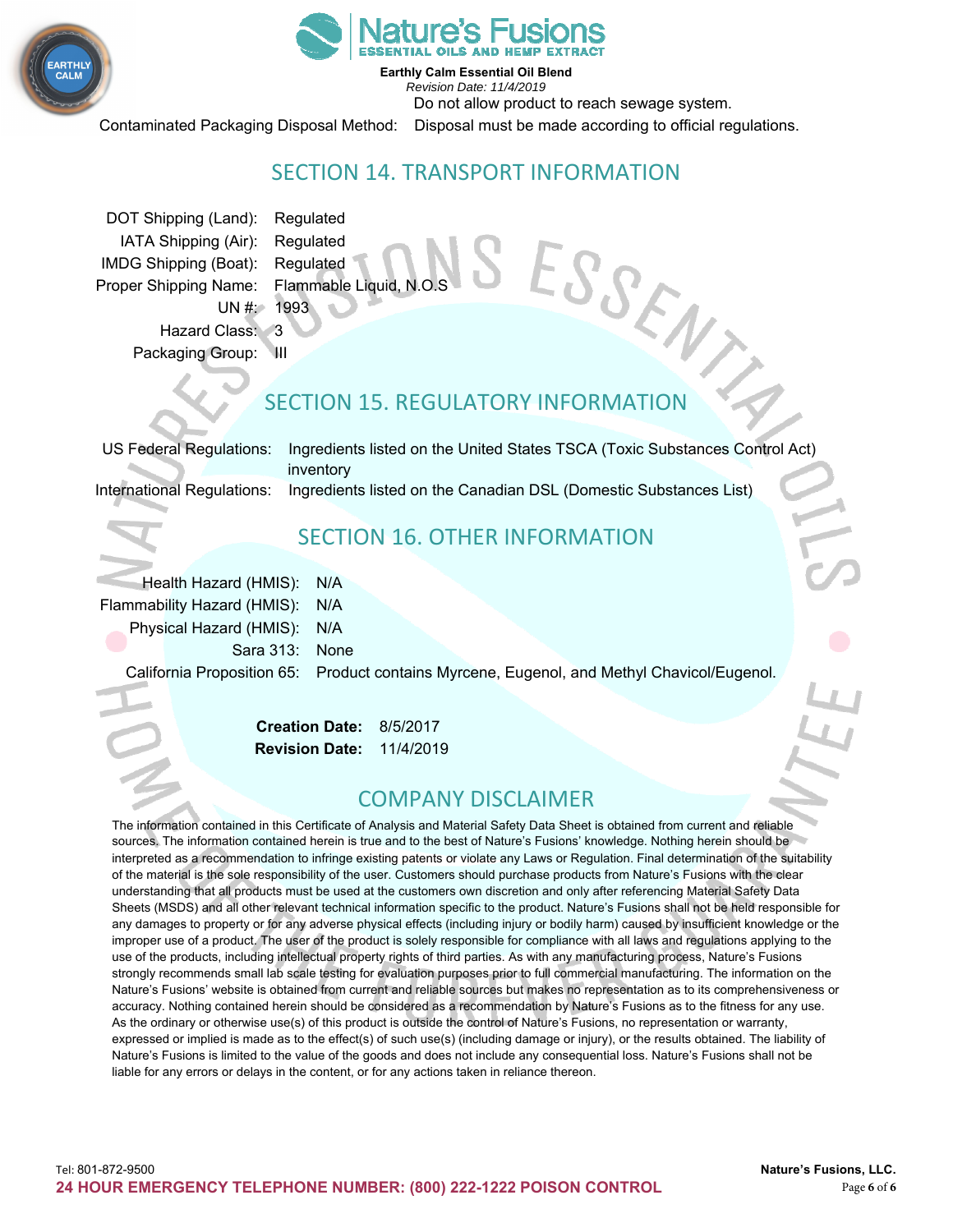Do not allow product to reach sewage system.

Contaminated Packaging Disposal Method: Disposal must be made according to official regulations.

## SECTION 14. TRANSPORT INFORMATION

| | |
|---|---|
| DOT Shipping (Land): | Regulated |
| IATA Shipping (Air): | Regulated |
| IMDG Shipping (Boat): | Regulated |
| Proper Shipping Name: | Flammable Liquid, N.O.S |
| UN #: | 1993 |
| Hazard Class: | 3 |
| Packaging Group: | III |

## SECTION 15. REGULATORY INFORMATION

| | |
|---|---|
| US Federal Regulations: | Ingredients listed on the United States TSCA (Toxic Substances Control Act) inventory |
| International Regulations: | Ingredients listed on the Canadian DSL (Domestic Substances List) |

## SECTION 16. OTHER INFORMATION

| | |
|---|---|
| Health Hazard (HMIS): | N/A |
| Flammability Hazard (HMIS): | N/A |
| Physical Hazard (HMIS): | N/A |
| Sara 313: | None |
| California Proposition 65: | Product contains Myrcene, Eugenol, and Methyl Chavicol/Eugenol. |

**Creation Date:** 8/5/2017

**Revision Date:** 11/4/2019

## COMPANY DISCLAIMER

The information contained in this Certificate of Analysis and Material Safety Data Sheet is obtained from current and reliable sources. The information contained herein is true and to the best of Nature's Fusions' knowledge. Nothing herein should be interpreted as a recommendation to infringe existing patents or violate any Laws or Regulation. Final determination of the suitability of the material is the sole responsibility of the user. Customers should purchase products from Nature's Fusions with the clear understanding that all products must be used at the customers own discretion and only after referencing Material Safety Data Sheets (MSDS) and all other relevant technical information specific to the product. Nature's Fusions shall not be held responsible for any damages to property or for any adverse physical effects (including injury or bodily harm) caused by insufficient knowledge or the improper use of a product. The user of the product is solely responsible for compliance with all laws and regulations applying to the use of the products, including intellectual property rights of third parties. As with any manufacturing process, Nature's Fusions strongly recommends small lab scale testing for evaluation purposes prior to full commercial manufacturing. The information on the Nature's Fusions' website is obtained from current and reliable sources but makes no representation as to its comprehensiveness or accuracy. Nothing contained herein should be considered as a recommendation by Nature's Fusions as to the fitness for any use. As the ordinary or otherwise use(s) of this product is outside the control of Nature's Fusions, no representation or warranty, expressed or implied is made as to the effect(s) of such use(s) (including damage or injury), or the results obtained. The liability of Nature's Fusions is limited to the value of the goods and does not include any consequential loss. Nature's Fusions shall not be liable for any errors or delays in the content, or for any actions taken in reliance thereon.

Tel: 801-872-9500

**24 HOUR EMERGENCY TELEPHONE NUMBER: (800) 222-1222 POISON CONTROL**

**Nature's Fusions, LLC.**